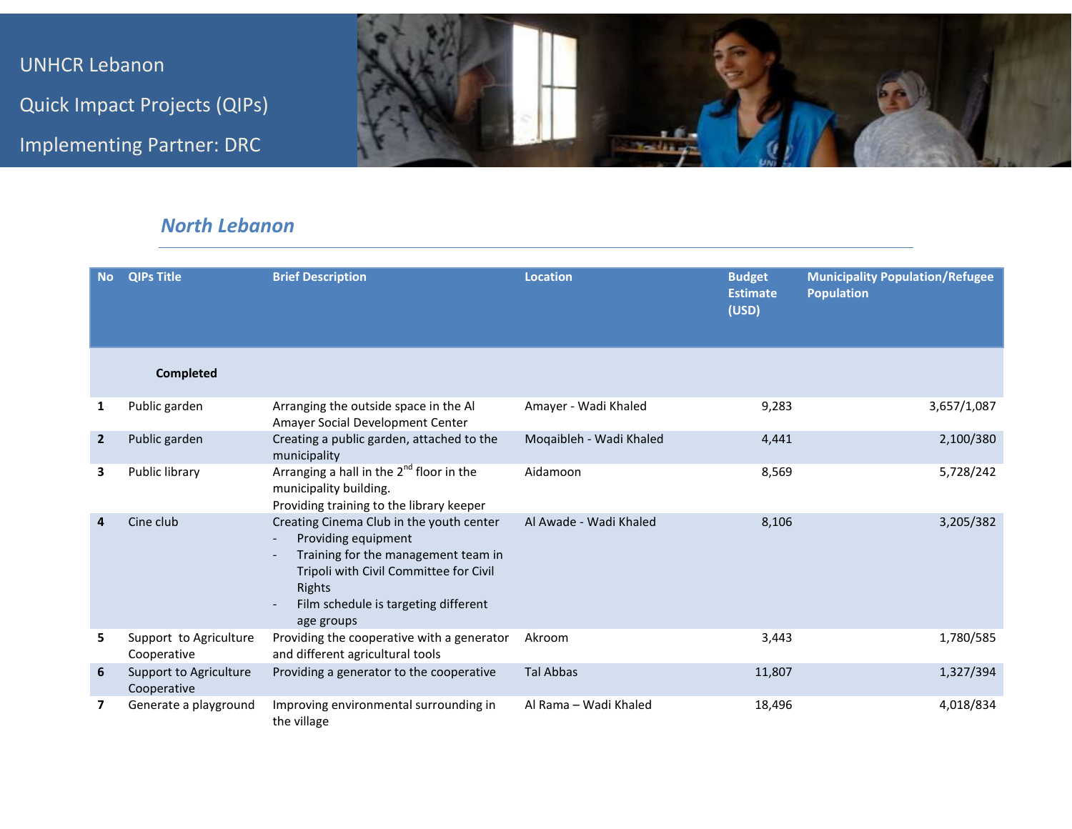UNHCR Lebanon

Quick Impact Projects (QIPs)

Implementing Partner: DRC

## North Lebanon

| No | QIPs Title | Brief Description | Location | Budget Estimate (USD) | Municipality Population/Refugee Population |
|---|---|---|---|---|---|
| | **Completed** | | | | |
| **1** | Public garden | Arranging the outside space in the Al Amayer Social Development Center | Amayer - Wadi Khaled | 9,283 | 3,657/1,087 |
| **2** | Public garden | Creating a public garden, attached to the municipality | Moqaibleh - Wadi Khaled | 4,441 | 2,100/380 |
| **3** | Public library | Arranging a hall in the 2nd floor in the municipality building. Providing training to the library keeper | Aidamoon | 8,569 | 5,728/242 |
| **4** | Cine club | Creating Cinema Club in the youth center - Providing equipment - Training for the management team in Tripoli with Civil Committee for Civil Rights - Film schedule is targeting different age groups | Al Awade - Wadi Khaled | 8,106 | 3,205/382 |
| **5** | Support to Agriculture Cooperative | Providing the cooperative with a generator and different agricultural tools | Akroom | 3,443 | 1,780/585 |
| **6** | Support to Agriculture Cooperative | Providing a generator to the cooperative | Tal Abbas | 11,807 | 1,327/394 |
| **7** | Generate a playground | Improving environmental surrounding in the village | Al Rama – Wadi Khaled | 18,496 | 4,018/834 |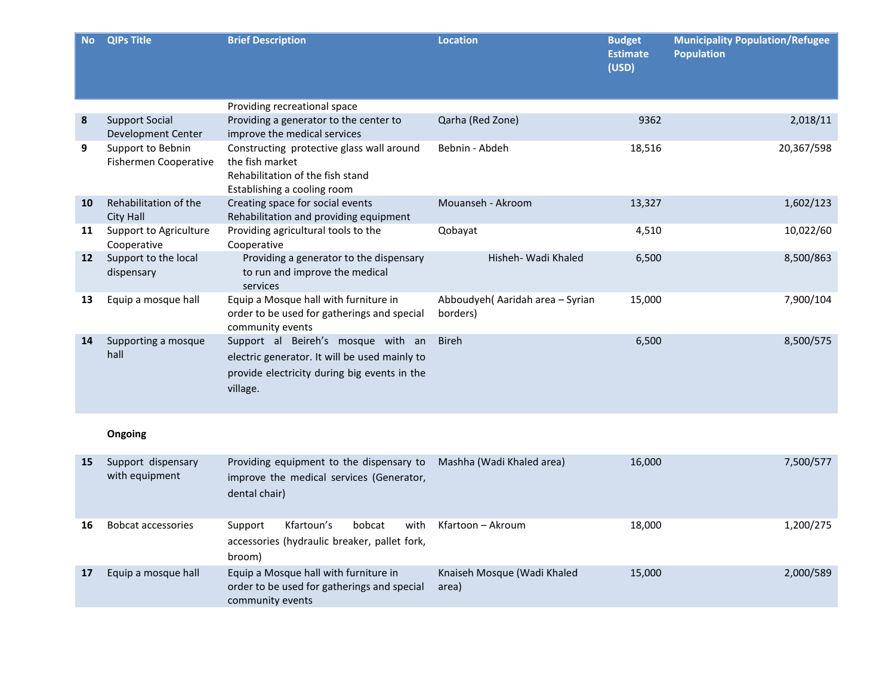| No | QIPs Title | Brief Description | Location | Budget Estimate (USD) | Municipality Population/Refugee Population |
|---|---|---|---|---|---|
| | | Providing recreational space | | | |
| 8 | Support Social Development Center | Providing a generator to the center to improve the medical services | Qarha (Red Zone) | 9362 | 2,018/11 |
| 9 | Support to Bebnin Fishermen Cooperative | Constructing protective glass wall around the fish market<br>Rehabilitation of the fish stand<br>Establishing a cooling room | Bebnin - Abdeh | 18,516 | 20,367/598 |
| 10 | Rehabilitation of the City Hall | Creating space for social events<br>Rehabilitation and providing equipment | Mouanseh - Akroom | 13,327 | 1,602/123 |
| 11 | Support to Agriculture Cooperative | Providing agricultural tools to the Cooperative | Qobayat | 4,510 | 10,022/60 |
| 12 | Support to the local dispensary | Providing a generator to the dispensary to run and improve the medical services | Hisheh- Wadi Khaled | 6,500 | 8,500/863 |
| 13 | Equip a mosque hall | Equip a Mosque hall with furniture in order to be used for gatherings and special community events | Abboudyeh( Aaridah area – Syrian borders) | 15,000 | 7,900/104 |
| 14 | Supporting a mosque hall | Support al Beireh's mosque with an electric generator. It will be used mainly to provide electricity during big events in the village. | Bireh | 6,500 | 8,500/575 |
| | **Ongoing** | | | | |
| 15 | Support dispensary with equipment | Providing equipment to the dispensary to improve the medical services (Generator, dental chair) | Mashha (Wadi Khaled area) | 16,000 | 7,500/577 |
| 16 | Bobcat accessories | Support Kfartoun's bobcat with accessories (hydraulic breaker, pallet fork, broom) | Kfartoon – Akroum | 18,000 | 1,200/275 |
| 17 | Equip a mosque hall | Equip a Mosque hall with furniture in order to be used for gatherings and special community events | Knaiseh Mosque (Wadi Khaled area) | 15,000 | 2,000/589 |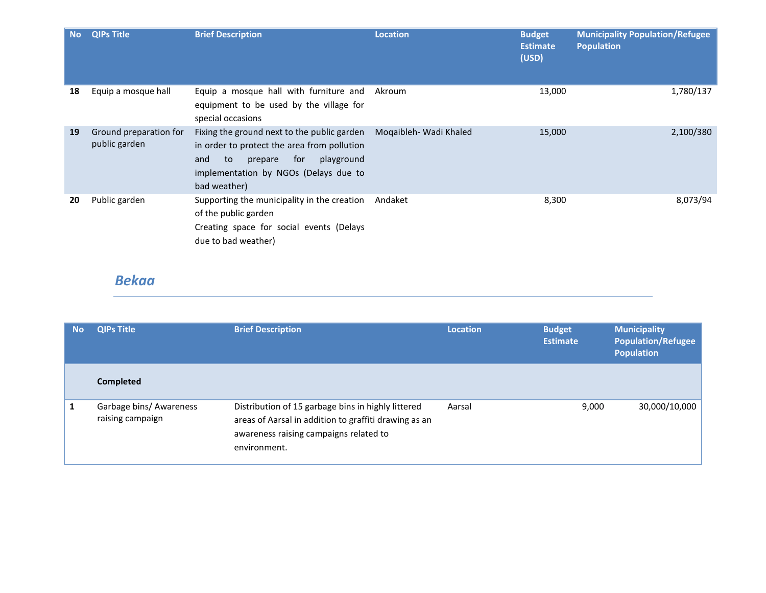| No | QIPs Title | Brief Description | Location | Budget Estimate (USD) | Municipality Population/Refugee Population |
|---|---|---|---|---|---|
| **18** | Equip a mosque hall | Equip a mosque hall with furniture and equipment to be used by the village for special occasions | Akroum | 13,000 | 1,780/137 |
| **19** | Ground preparation for public garden | Fixing the ground next to the public garden in order to protect the area from pollution and to prepare for playground implementation by NGOs (Delays due to bad weather) | Moqaibleh- Wadi Khaled | 15,000 | 2,100/380 |
| **20** | Public garden | Supporting the municipality in the creation of the public garden<br>Creating space for social events (Delays due to bad weather) | Andaket | 8,300 | 8,073/94 |

## *Bekaa*

| No | QIPs Title | Brief Description | Location | Budget Estimate | Municipality Population/Refugee Population |
|---|---|---|---|---|---|
| | **Completed** | | | | |
| **1** | Garbage bins/ Awareness raising campaign | Distribution of 15 garbage bins in highly littered areas of Aarsal in addition to graffiti drawing as an awareness raising campaigns related to environment. | Aarsal | 9,000 | 30,000/10,000 |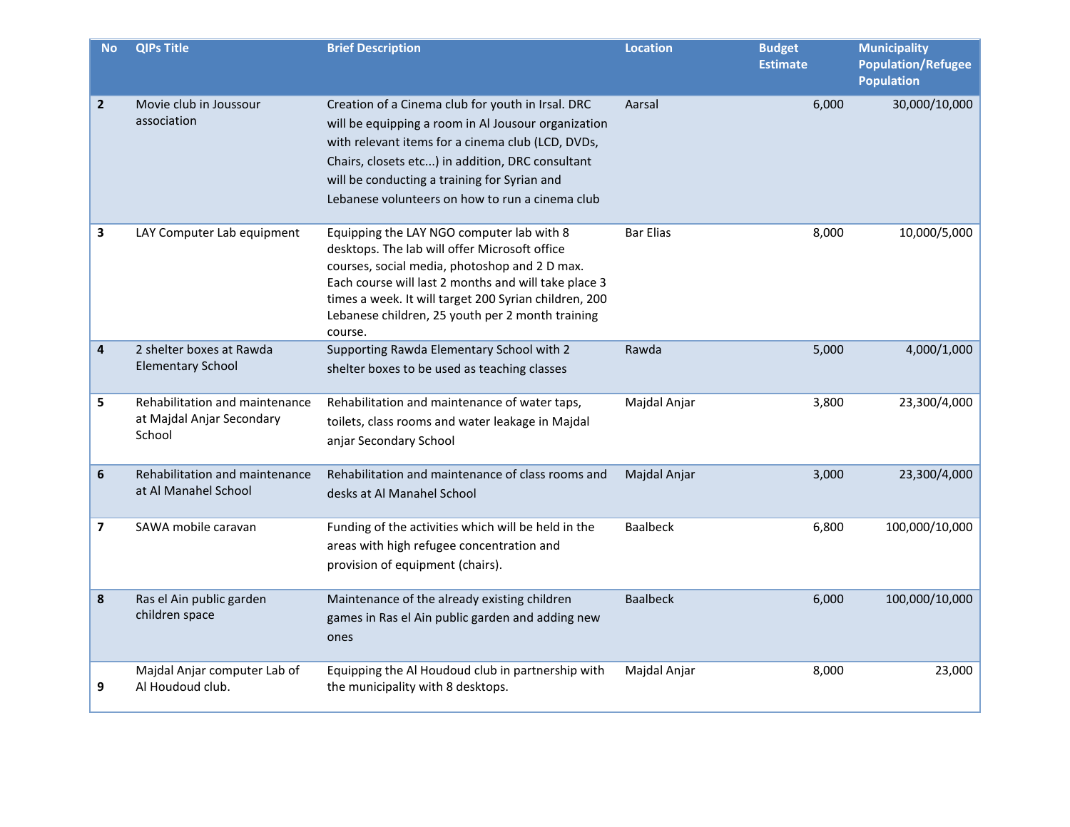| No | QIPs Title | Brief Description | Location | Budget Estimate | Municipality Population/Refugee Population |
|---|---|---|---|---|---|
| 2 | Movie club in Joussour association | Creation of a Cinema club for youth in Irsal. DRC will be equipping a room in Al Jousour organization with relevant items for a cinema club (LCD, DVDs, Chairs, closets etc...) in addition, DRC consultant will be conducting a training for Syrian and Lebanese volunteers on how to run a cinema club | Aarsal | 6,000 | 30,000/10,000 |
| 3 | LAY Computer Lab equipment | Equipping the LAY NGO computer lab with 8 desktops. The lab will offer Microsoft office courses, social media, photoshop and 2 D max. Each course will last 2 months and will take place 3 times a week. It will target 200 Syrian children, 200 Lebanese children, 25 youth per 2 month training course. | Bar Elias | 8,000 | 10,000/5,000 |
| 4 | 2 shelter boxes at Rawda Elementary School | Supporting Rawda Elementary School with 2 shelter boxes to be used as teaching classes | Rawda | 5,000 | 4,000/1,000 |
| 5 | Rehabilitation and maintenance at Majdal Anjar Secondary School | Rehabilitation and maintenance of water taps, toilets, class rooms and water leakage in Majdal anjar Secondary School | Majdal Anjar | 3,800 | 23,300/4,000 |
| 6 | Rehabilitation and maintenance at Al Manahel School | Rehabilitation and maintenance of class rooms and desks at Al Manahel School | Majdal Anjar | 3,000 | 23,300/4,000 |
| 7 | SAWA mobile caravan | Funding of the activities which will be held in the areas with high refugee concentration and provision of equipment (chairs). | Baalbeck | 6,800 | 100,000/10,000 |
| 8 | Ras el Ain public garden children space | Maintenance of the already existing children games in Ras el Ain public garden and adding new ones | Baalbeck | 6,000 | 100,000/10,000 |
| 9 | Majdal Anjar computer Lab of Al Houdoud club. | Equipping the Al Houdoud club in partnership with the municipality with 8 desktops. | Majdal Anjar | 8,000 | 23,000 |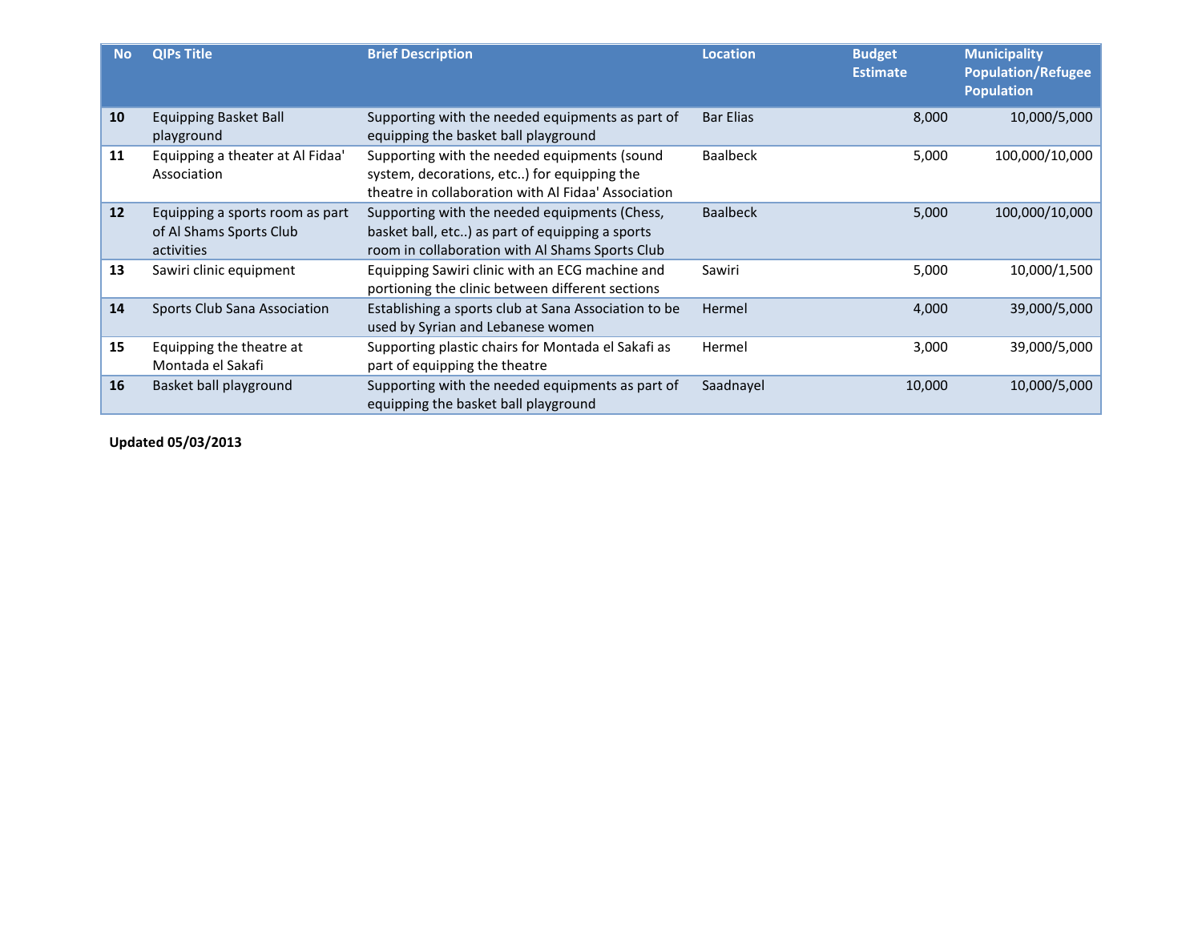| No | QIPs Title | Brief Description | Location | Budget Estimate | Municipality Population/Refugee Population |
|---|---|---|---|---|---|
| **10** | Equipping Basket Ball playground | Supporting with the needed equipments as part of equipping the basket ball playground | Bar Elias | 8,000 | 10,000/5,000 |
| **11** | Equipping a theater at Al Fidaa' Association | Supporting with the needed equipments (sound system, decorations, etc..) for equipping the theatre in collaboration with Al Fidaa' Association | Baalbeck | 5,000 | 100,000/10,000 |
| **12** | Equipping a sports room as part of Al Shams Sports Club activities | Supporting with the needed equipments (Chess, basket ball, etc..) as part of equipping a sports room in collaboration with Al Shams Sports Club | Baalbeck | 5,000 | 100,000/10,000 |
| **13** | Sawiri clinic equipment | Equipping Sawiri clinic with an ECG machine and portioning the clinic between different sections | Sawiri | 5,000 | 10,000/1,500 |
| **14** | Sports Club Sana Association | Establishing a sports club at Sana Association to be used by Syrian and Lebanese women | Hermel | 4,000 | 39,000/5,000 |
| **15** | Equipping the theatre at Montada el Sakafi | Supporting plastic chairs for Montada el Sakafi as part of equipping the theatre | Hermel | 3,000 | 39,000/5,000 |
| **16** | Basket ball playground | Supporting with the needed equipments as part of equipping the basket ball playground | Saadnayel | 10,000 | 10,000/5,000 |

**Updated 05/03/2013**